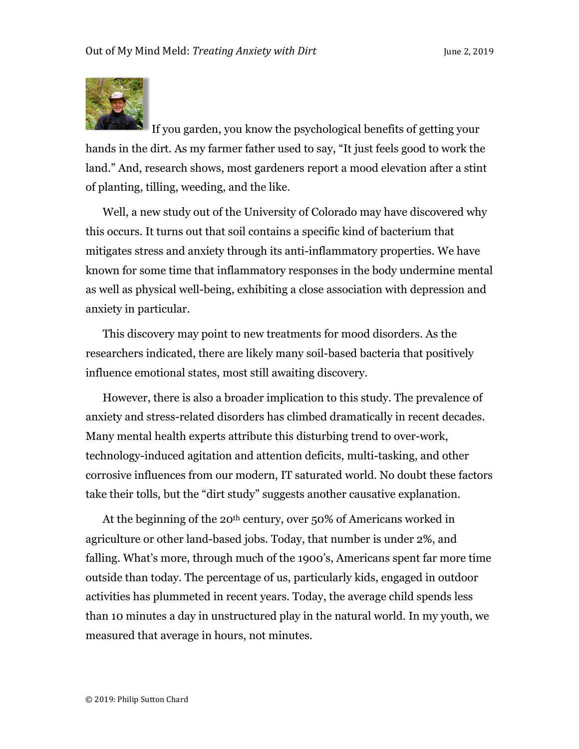If you garden, you know the psychological benefits of getting your hands in the dirt. As my farmer father used to say, "It just feels good to work the land." And, research shows, most gardeners report a mood elevation after a stint of planting, tilling, weeding, and the like.

Well, a new study out of the University of Colorado may have discovered why this occurs. It turns out that soil contains a specific kind of bacterium that mitigates stress and anxiety through its anti-inflammatory properties. We have known for some time that inflammatory responses in the body undermine mental as well as physical well-being, exhibiting a close association with depression and anxiety in particular.

This discovery may point to new treatments for mood disorders. As the researchers indicated, there are likely many soil-based bacteria that positively influence emotional states, most still awaiting discovery.

However, there is also a broader implication to this study. The prevalence of anxiety and stress-related disorders has climbed dramatically in recent decades. Many mental health experts attribute this disturbing trend to over-work, technology-induced agitation and attention deficits, multi-tasking, and other corrosive influences from our modern, IT saturated world. No doubt these factors take their tolls, but the "dirt study" suggests another causative explanation.

At the beginning of the 20th century, over 50% of Americans worked in agriculture or other land-based jobs. Today, that number is under 2%, and falling. What's more, through much of the 1900's, Americans spent far more time outside than today. The percentage of us, particularly kids, engaged in outdoor activities has plummeted in recent years. Today, the average child spends less than 10 minutes a day in unstructured play in the natural world. In my youth, we measured that average in hours, not minutes.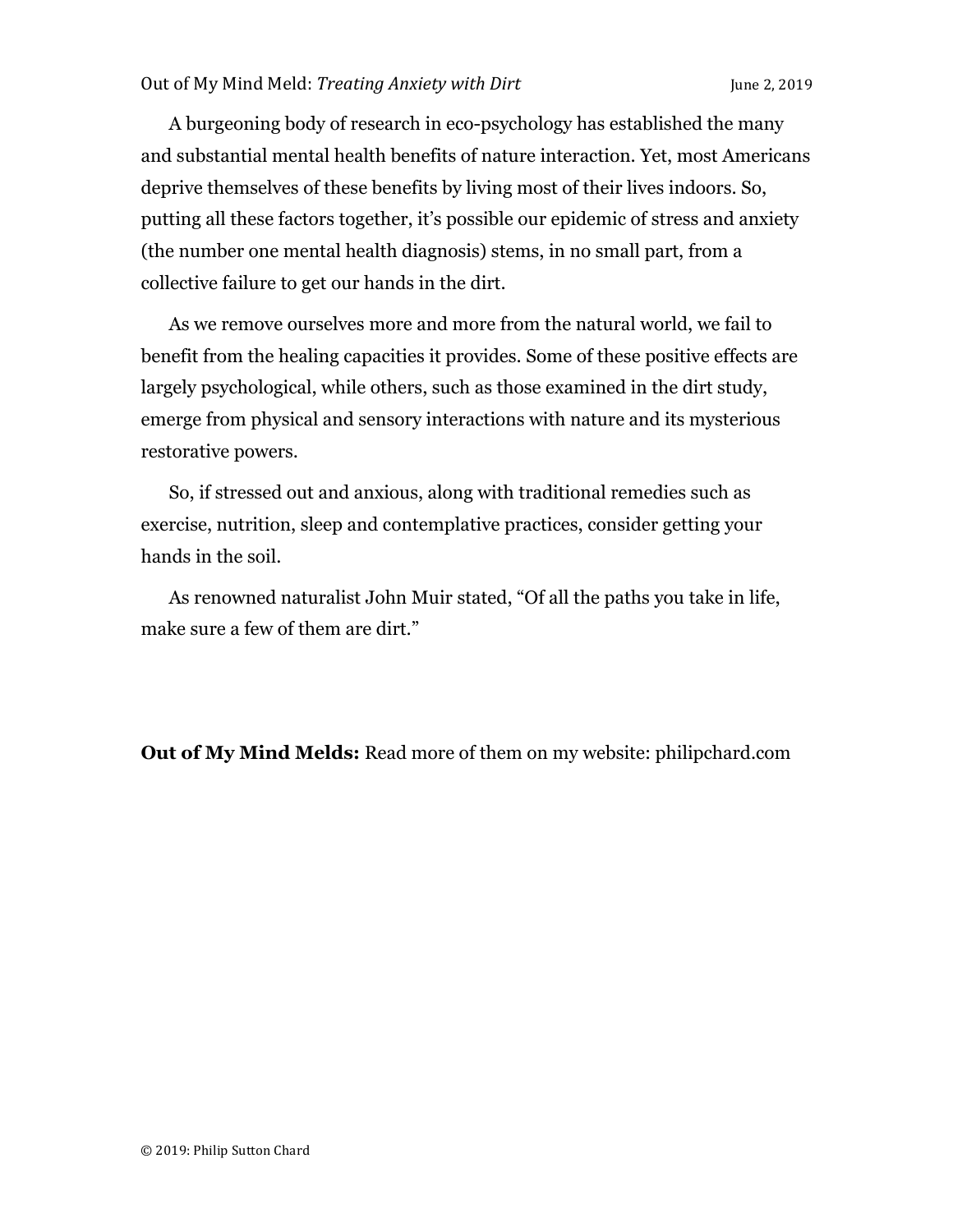A burgeoning body of research in eco-psychology has established the many and substantial mental health benefits of nature interaction. Yet, most Americans deprive themselves of these benefits by living most of their lives indoors. So, putting all these factors together, it's possible our epidemic of stress and anxiety (the number one mental health diagnosis) stems, in no small part, from a collective failure to get our hands in the dirt.

As we remove ourselves more and more from the natural world, we fail to benefit from the healing capacities it provides. Some of these positive effects are largely psychological, while others, such as those examined in the dirt study, emerge from physical and sensory interactions with nature and its mysterious restorative powers.

So, if stressed out and anxious, along with traditional remedies such as exercise, nutrition, sleep and contemplative practices, consider getting your hands in the soil.

As renowned naturalist John Muir stated, "Of all the paths you take in life, make sure a few of them are dirt."

**Out of My Mind Melds:** Read more of them on my website: philipchard.com

© 2019: Philip Sutton Chard